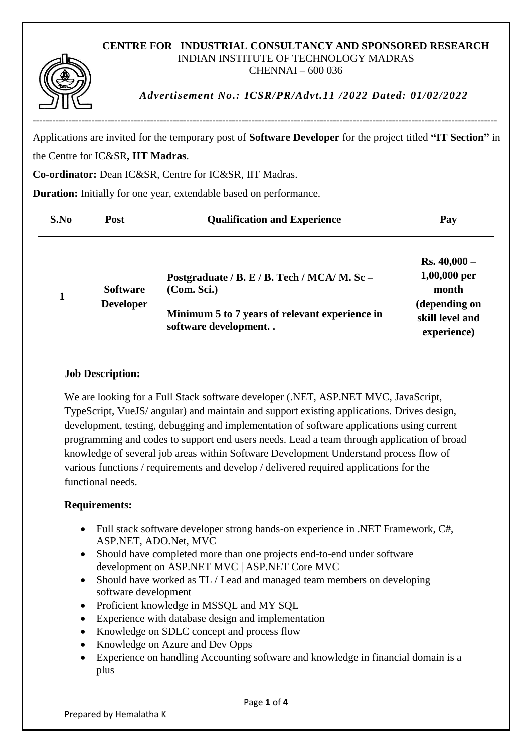# CENTRE FOR INDUSTRIAL CONSULTANCY AND SPONSORED RESEARCH

INDIAN INSTITUTE OF TECHNOLOGY MADRAS
CHENNAI – 600 036

*Advertisement No.: ICSR/PR/Advt.11 /2022 Dated: 01/02/2022*

---

Applications are invited for the temporary post of **Software Developer** for the project titled **"IT Section"** in the Centre for IC&SR**, IIT Madras**.

**Co-ordinator:** Dean IC&SR, Centre for IC&SR, IIT Madras.

**Duration:** Initially for one year, extendable based on performance.

| S.No | Post | Qualification and Experience | Pay |
|---|---|---|---|
| 1 | **Software Developer** | **Postgraduate / B. E / B. Tech / MCA/ M. Sc – (Com. Sci.)**<br><br>**Minimum 5 to 7 years of relevant experience in software development. .** | **Rs. 40,000 – 1,00,000 per month (depending on skill level and experience)** |

**Job Description:**

We are looking for a Full Stack software developer (.NET, ASP.NET MVC, JavaScript, TypeScript, VueJS/ angular) and maintain and support existing applications. Drives design, development, testing, debugging and implementation of software applications using current programming and codes to support end users needs. Lead a team through application of broad knowledge of several job areas within Software Development Understand process flow of various functions / requirements and develop / delivered required applications for the functional needs.

**Requirements:**

- Full stack software developer strong hands-on experience in .NET Framework, C#, ASP.NET, ADO.Net, MVC
- Should have completed more than one projects end-to-end under software development on ASP.NET MVC | ASP.NET Core MVC
- Should have worked as TL / Lead and managed team members on developing software development
- Proficient knowledge in MSSQL and MY SQL
- Experience with database design and implementation
- Knowledge on SDLC concept and process flow
- Knowledge on Azure and Dev Opps
- Experience on handling Accounting software and knowledge in financial domain is a plus

Prepared by Hemalatha K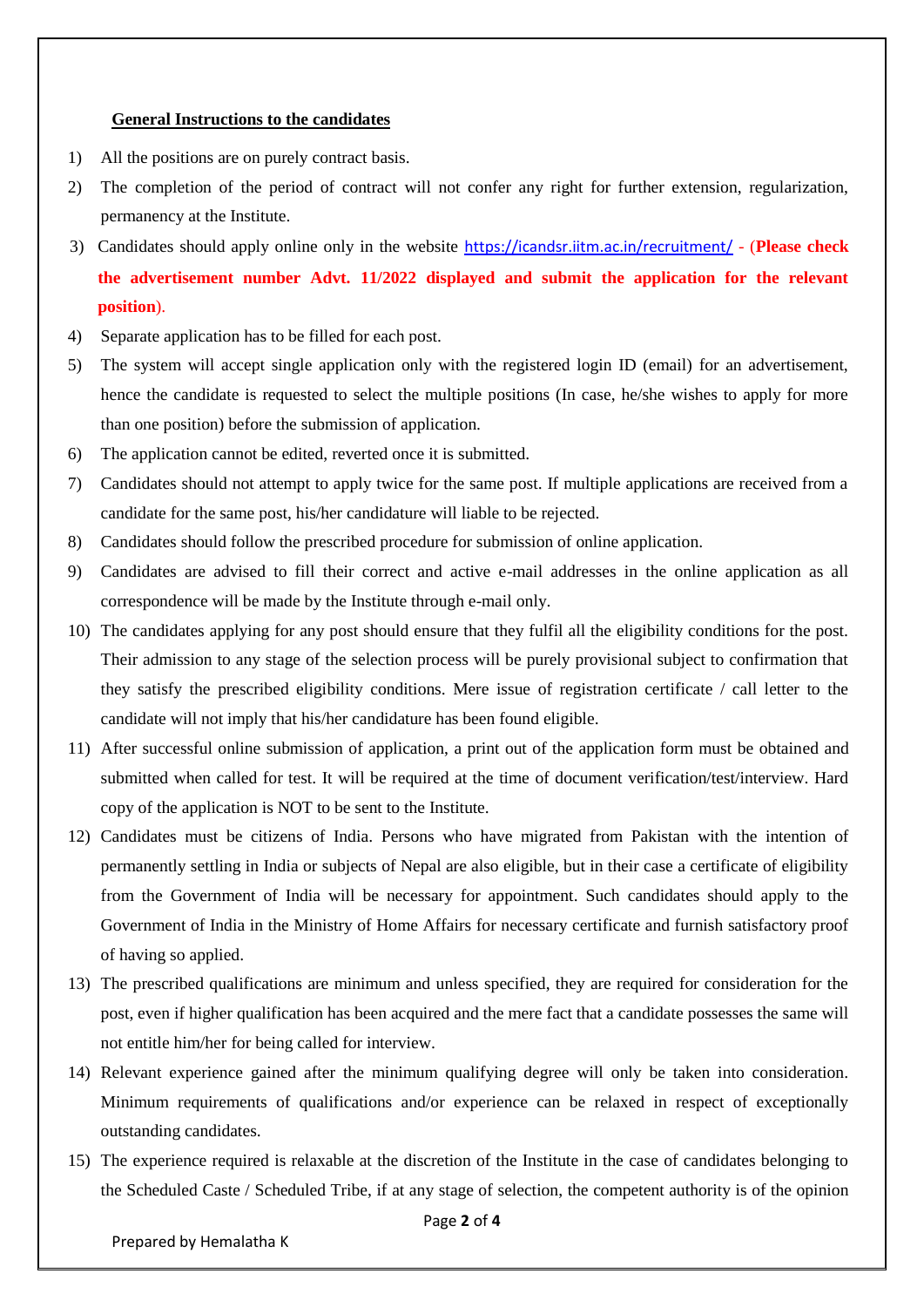**General Instructions to the candidates**

1) All the positions are on purely contract basis.
2) The completion of the period of contract will not confer any right for further extension, regularization, permanency at the Institute.
3) Candidates should apply online only in the website https://icandsr.iitm.ac.in/recruitment/ - (**Please check the advertisement number Advt. 11/2022 displayed and submit the application for the relevant position**).
4) Separate application has to be filled for each post.
5) The system will accept single application only with the registered login ID (email) for an advertisement, hence the candidate is requested to select the multiple positions (In case, he/she wishes to apply for more than one position) before the submission of application.
6) The application cannot be edited, reverted once it is submitted.
7) Candidates should not attempt to apply twice for the same post. If multiple applications are received from a candidate for the same post, his/her candidature will liable to be rejected.
8) Candidates should follow the prescribed procedure for submission of online application.
9) Candidates are advised to fill their correct and active e-mail addresses in the online application as all correspondence will be made by the Institute through e-mail only.
10) The candidates applying for any post should ensure that they fulfil all the eligibility conditions for the post. Their admission to any stage of the selection process will be purely provisional subject to confirmation that they satisfy the prescribed eligibility conditions. Mere issue of registration certificate / call letter to the candidate will not imply that his/her candidature has been found eligible.
11) After successful online submission of application, a print out of the application form must be obtained and submitted when called for test. It will be required at the time of document verification/test/interview. Hard copy of the application is NOT to be sent to the Institute.
12) Candidates must be citizens of India. Persons who have migrated from Pakistan with the intention of permanently settling in India or subjects of Nepal are also eligible, but in their case a certificate of eligibility from the Government of India will be necessary for appointment. Such candidates should apply to the Government of India in the Ministry of Home Affairs for necessary certificate and furnish satisfactory proof of having so applied.
13) The prescribed qualifications are minimum and unless specified, they are required for consideration for the post, even if higher qualification has been acquired and the mere fact that a candidate possesses the same will not entitle him/her for being called for interview.
14) Relevant experience gained after the minimum qualifying degree will only be taken into consideration. Minimum requirements of qualifications and/or experience can be relaxed in respect of exceptionally outstanding candidates.
15) The experience required is relaxable at the discretion of the Institute in the case of candidates belonging to the Scheduled Caste / Scheduled Tribe, if at any stage of selection, the competent authority is of the opinion

Prepared by Hemalatha K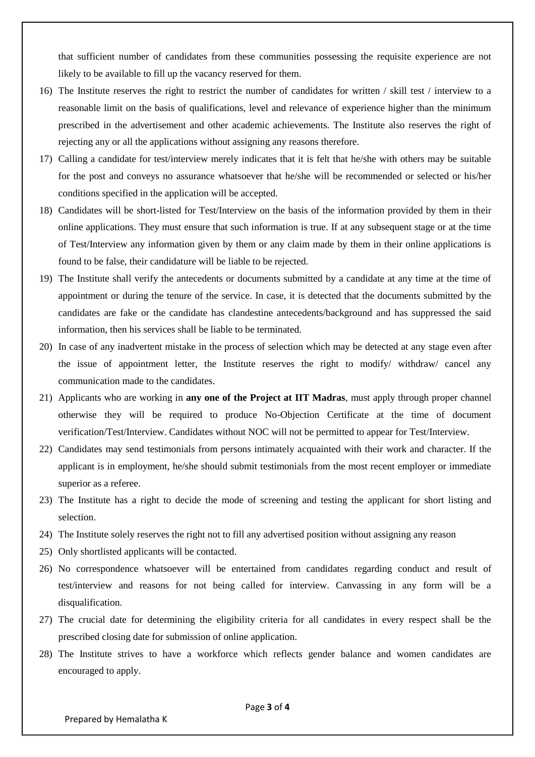that sufficient number of candidates from these communities possessing the requisite experience are not likely to be available to fill up the vacancy reserved for them.

16) The Institute reserves the right to restrict the number of candidates for written / skill test / interview to a reasonable limit on the basis of qualifications, level and relevance of experience higher than the minimum prescribed in the advertisement and other academic achievements. The Institute also reserves the right of rejecting any or all the applications without assigning any reasons therefore.
17) Calling a candidate for test/interview merely indicates that it is felt that he/she with others may be suitable for the post and conveys no assurance whatsoever that he/she will be recommended or selected or his/her conditions specified in the application will be accepted.
18) Candidates will be short-listed for Test/Interview on the basis of the information provided by them in their online applications. They must ensure that such information is true. If at any subsequent stage or at the time of Test/Interview any information given by them or any claim made by them in their online applications is found to be false, their candidature will be liable to be rejected.
19) The Institute shall verify the antecedents or documents submitted by a candidate at any time at the time of appointment or during the tenure of the service. In case, it is detected that the documents submitted by the candidates are fake or the candidate has clandestine antecedents/background and has suppressed the said information, then his services shall be liable to be terminated.
20) In case of any inadvertent mistake in the process of selection which may be detected at any stage even after the issue of appointment letter, the Institute reserves the right to modify/ withdraw/ cancel any communication made to the candidates.
21) Applicants who are working in **any one of the Project at IIT Madras**, must apply through proper channel otherwise they will be required to produce No-Objection Certificate at the time of document verification/Test/Interview. Candidates without NOC will not be permitted to appear for Test/Interview.
22) Candidates may send testimonials from persons intimately acquainted with their work and character. If the applicant is in employment, he/she should submit testimonials from the most recent employer or immediate superior as a referee.
23) The Institute has a right to decide the mode of screening and testing the applicant for short listing and selection.
24) The Institute solely reserves the right not to fill any advertised position without assigning any reason
25) Only shortlisted applicants will be contacted.
26) No correspondence whatsoever will be entertained from candidates regarding conduct and result of test/interview and reasons for not being called for interview. Canvassing in any form will be a disqualification.
27) The crucial date for determining the eligibility criteria for all candidates in every respect shall be the prescribed closing date for submission of online application.
28) The Institute strives to have a workforce which reflects gender balance and women candidates are encouraged to apply.

Prepared by Hemalatha K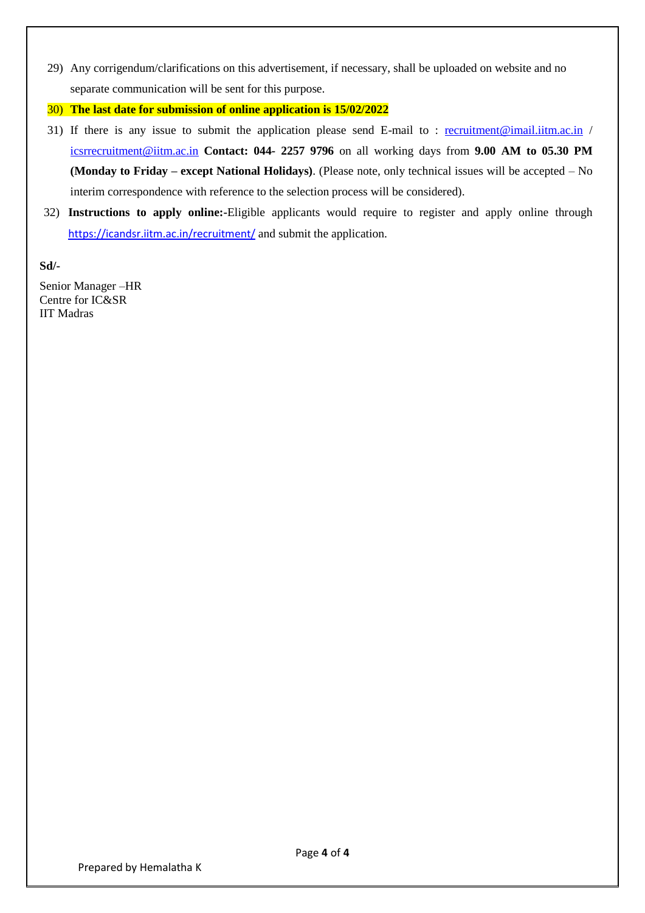29) Any corrigendum/clarifications on this advertisement, if necessary, shall be uploaded on website and no separate communication will be sent for this purpose.

30) **The last date for submission of online application is 15/02/2022**

31) If there is any issue to submit the application please send E-mail to : recruitment@imail.iitm.ac.in / icsrrecruitment@iitm.ac.in **Contact: 044- 2257 9796** on all working days from **9.00 AM to 05.30 PM (Monday to Friday – except National Holidays)**. (Please note, only technical issues will be accepted – No interim correspondence with reference to the selection process will be considered).

32) **Instructions to apply online:-**Eligible applicants would require to register and apply online through https://icandsr.iitm.ac.in/recruitment/ and submit the application.

**Sd/-**

Senior Manager –HR
Centre for IC&SR
IIT Madras

Prepared by Hemalatha K